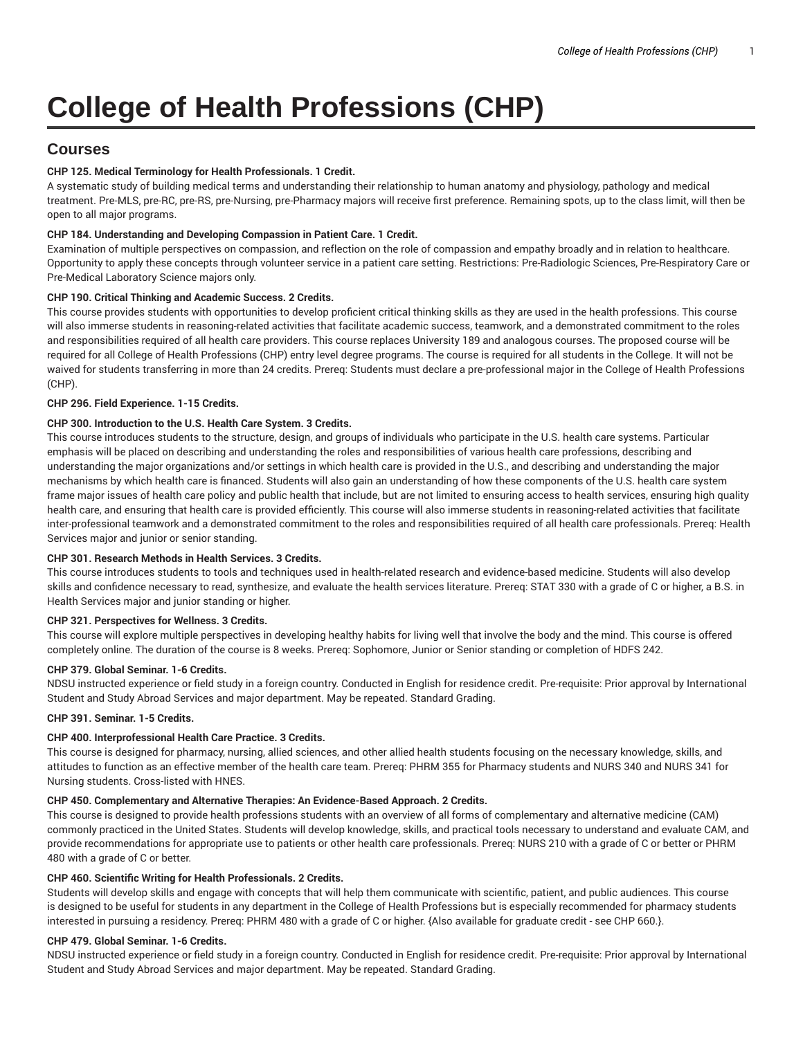# College of Health Professions (CHP)

## Courses

**CHP 125. Medical Terminology for Health Professionals. 1 Credit.**

A systematic study of building medical terms and understanding their relationship to human anatomy and physiology, pathology and medical treatment. Pre-MLS, pre-RC, pre-RS, pre-Nursing, pre-Pharmacy majors will receive first preference. Remaining spots, up to the class limit, will then be open to all major programs.

**CHP 184. Understanding and Developing Compassion in Patient Care. 1 Credit.**

Examination of multiple perspectives on compassion, and reflection on the role of compassion and empathy broadly and in relation to healthcare. Opportunity to apply these concepts through volunteer service in a patient care setting. Restrictions: Pre-Radiologic Sciences, Pre-Respiratory Care or Pre-Medical Laboratory Science majors only.

**CHP 190. Critical Thinking and Academic Success. 2 Credits.**

This course provides students with opportunities to develop proficient critical thinking skills as they are used in the health professions. This course will also immerse students in reasoning-related activities that facilitate academic success, teamwork, and a demonstrated commitment to the roles and responsibilities required of all health care providers. This course replaces University 189 and analogous courses. The proposed course will be required for all College of Health Professions (CHP) entry level degree programs. The course is required for all students in the College. It will not be waived for students transferring in more than 24 credits. Prereq: Students must declare a pre-professional major in the College of Health Professions (CHP).

**CHP 296. Field Experience. 1-15 Credits.**

**CHP 300. Introduction to the U.S. Health Care System. 3 Credits.**

This course introduces students to the structure, design, and groups of individuals who participate in the U.S. health care systems. Particular emphasis will be placed on describing and understanding the roles and responsibilities of various health care professions, describing and understanding the major organizations and/or settings in which health care is provided in the U.S., and describing and understanding the major mechanisms by which health care is financed. Students will also gain an understanding of how these components of the U.S. health care system frame major issues of health care policy and public health that include, but are not limited to ensuring access to health services, ensuring high quality health care, and ensuring that health care is provided efficiently. This course will also immerse students in reasoning-related activities that facilitate inter-professional teamwork and a demonstrated commitment to the roles and responsibilities required of all health care professionals. Prereq: Health Services major and junior or senior standing.

**CHP 301. Research Methods in Health Services. 3 Credits.**

This course introduces students to tools and techniques used in health-related research and evidence-based medicine. Students will also develop skills and confidence necessary to read, synthesize, and evaluate the health services literature. Prereq: STAT 330 with a grade of C or higher, a B.S. in Health Services major and junior standing or higher.

**CHP 321. Perspectives for Wellness. 3 Credits.**

This course will explore multiple perspectives in developing healthy habits for living well that involve the body and the mind. This course is offered completely online. The duration of the course is 8 weeks. Prereq: Sophomore, Junior or Senior standing or completion of HDFS 242.

**CHP 379. Global Seminar. 1-6 Credits.**

NDSU instructed experience or field study in a foreign country. Conducted in English for residence credit. Pre-requisite: Prior approval by International Student and Study Abroad Services and major department. May be repeated. Standard Grading.

**CHP 391. Seminar. 1-5 Credits.**

**CHP 400. Interprofessional Health Care Practice. 3 Credits.**

This course is designed for pharmacy, nursing, allied sciences, and other allied health students focusing on the necessary knowledge, skills, and attitudes to function as an effective member of the health care team. Prereq: PHRM 355 for Pharmacy students and NURS 340 and NURS 341 for Nursing students. Cross-listed with HNES.

**CHP 450. Complementary and Alternative Therapies: An Evidence-Based Approach. 2 Credits.**

This course is designed to provide health professions students with an overview of all forms of complementary and alternative medicine (CAM) commonly practiced in the United States. Students will develop knowledge, skills, and practical tools necessary to understand and evaluate CAM, and provide recommendations for appropriate use to patients or other health care professionals. Prereq: NURS 210 with a grade of C or better or PHRM 480 with a grade of C or better.

**CHP 460. Scientific Writing for Health Professionals. 2 Credits.**

Students will develop skills and engage with concepts that will help them communicate with scientific, patient, and public audiences. This course is designed to be useful for students in any department in the College of Health Professions but is especially recommended for pharmacy students interested in pursuing a residency. Prereq: PHRM 480 with a grade of C or higher. {Also available for graduate credit - see CHP 660.}.

**CHP 479. Global Seminar. 1-6 Credits.**

NDSU instructed experience or field study in a foreign country. Conducted in English for residence credit. Pre-requisite: Prior approval by International Student and Study Abroad Services and major department. May be repeated. Standard Grading.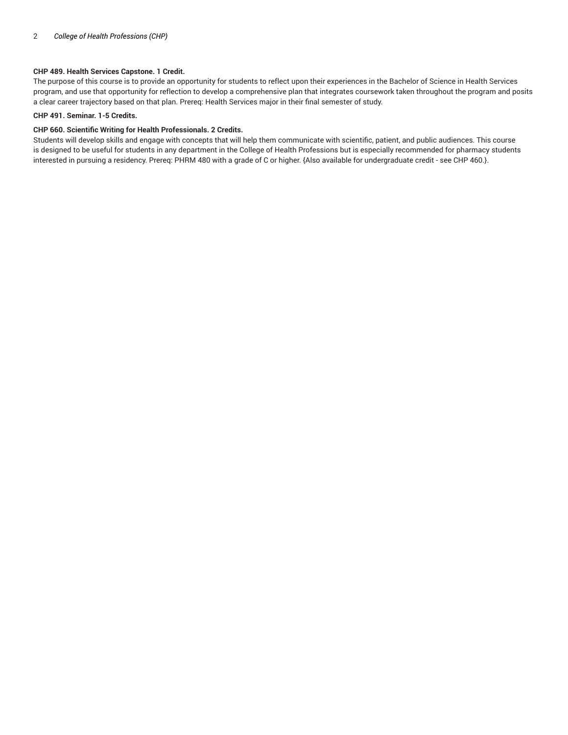**CHP 489. Health Services Capstone. 1 Credit.**
The purpose of this course is to provide an opportunity for students to reflect upon their experiences in the Bachelor of Science in Health Services program, and use that opportunity for reflection to develop a comprehensive plan that integrates coursework taken throughout the program and posits a clear career trajectory based on that plan. Prereq: Health Services major in their final semester of study.

**CHP 491. Seminar. 1-5 Credits.**

**CHP 660. Scientific Writing for Health Professionals. 2 Credits.**
Students will develop skills and engage with concepts that will help them communicate with scientific, patient, and public audiences. This course is designed to be useful for students in any department in the College of Health Professions but is especially recommended for pharmacy students interested in pursuing a residency. Prereq: PHRM 480 with a grade of C or higher. {Also available for undergraduate credit - see CHP 460.}.